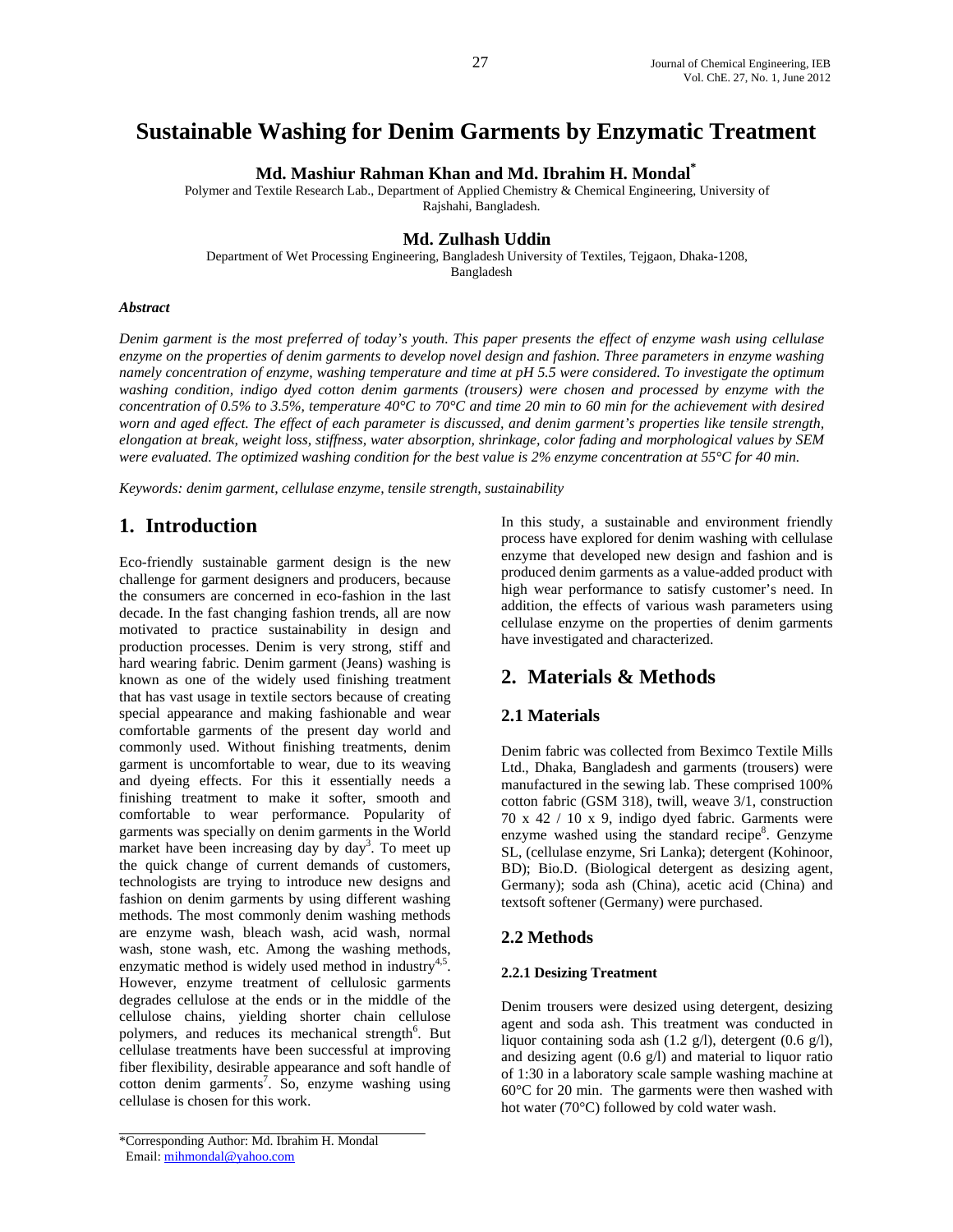# Sustainable Washing for Denim Garments by Enzymatic Treatment

**Md. Mashiur Rahman Khan and Md. Ibrahim H. Mondal***

Polymer and Textile Research Lab., Department of Applied Chemistry & Chemical Engineering, University of Rajshahi, Bangladesh.

**Md. Zulhash Uddin**

Department of Wet Processing Engineering, Bangladesh University of Textiles, Tejgaon, Dhaka-1208, Bangladesh

### *Abstract*

*Denim garment is the most preferred of today's youth. This paper presents the effect of enzyme wash using cellulase enzyme on the properties of denim garments to develop novel design and fashion. Three parameters in enzyme washing namely concentration of enzyme, washing temperature and time at pH 5.5 were considered. To investigate the optimum washing condition, indigo dyed cotton denim garments (trousers) were chosen and processed by enzyme with the concentration of 0.5% to 3.5%, temperature 40°C to 70°C and time 20 min to 60 min for the achievement with desired worn and aged effect. The effect of each parameter is discussed, and denim garment's properties like tensile strength, elongation at break, weight loss, stiffness, water absorption, shrinkage, color fading and morphological values by SEM were evaluated. The optimized washing condition for the best value is 2% enzyme concentration at 55°C for 40 min.*

*Keywords: denim garment, cellulase enzyme, tensile strength, sustainability*

## 1. Introduction

Eco-friendly sustainable garment design is the new challenge for garment designers and producers, because the consumers are concerned in eco-fashion in the last decade. In the fast changing fashion trends, all are now motivated to practice sustainability in design and production processes. Denim is very strong, stiff and hard wearing fabric. Denim garment (Jeans) washing is known as one of the widely used finishing treatment that has vast usage in textile sectors because of creating special appearance and making fashionable and wear comfortable garments of the present day world and commonly used. Without finishing treatments, denim garment is uncomfortable to wear, due to its weaving and dyeing effects. For this it essentially needs a finishing treatment to make it softer, smooth and comfortable to wear performance. Popularity of garments was specially on denim garments in the World market have been increasing day by day[3]. To meet up the quick change of current demands of customers, technologists are trying to introduce new designs and fashion on denim garments by using different washing methods. The most commonly denim washing methods are enzyme wash, bleach wash, acid wash, normal wash, stone wash, etc. Among the washing methods, enzymatic method is widely used method in industry[4,5]. However, enzyme treatment of cellulosic garments degrades cellulose at the ends or in the middle of the cellulose chains, yielding shorter chain cellulose polymers, and reduces its mechanical strength[6]. But cellulase treatments have been successful at improving fiber flexibility, desirable appearance and soft handle of cotton denim garments[7]. So, enzyme washing using cellulase is chosen for this work.

In this study, a sustainable and environment friendly process have explored for denim washing with cellulase enzyme that developed new design and fashion and is produced denim garments as a value-added product with high wear performance to satisfy customer's need. In addition, the effects of various wash parameters using cellulase enzyme on the properties of denim garments have investigated and characterized.

## 2. Materials & Methods

### 2.1 Materials

Denim fabric was collected from Beximco Textile Mills Ltd., Dhaka, Bangladesh and garments (trousers) were manufactured in the sewing lab. These comprised 100% cotton fabric (GSM 318), twill, weave 3/1, construction 70 x 42 / 10 x 9, indigo dyed fabric. Garments were enzyme washed using the standard recipe[8]. Genzyme SL, (cellulase enzyme, Sri Lanka); detergent (Kohinoor, BD); Bio.D. (Biological detergent as desizing agent, Germany); soda ash (China), acetic acid (China) and textsoft softener (Germany) were purchased.

### 2.2 Methods

#### 2.2.1 Desizing Treatment

Denim trousers were desized using detergent, desizing agent and soda ash. This treatment was conducted in liquor containing soda ash (1.2 g/l), detergent (0.6 g/l), and desizing agent (0.6 g/l) and material to liquor ratio of 1:30 in a laboratory scale sample washing machine at 60°C for 20 min. The garments were then washed with hot water (70°C) followed by cold water wash.

*Corresponding Author: Md. Ibrahim H. Mondal
Email: mihmondal@yahoo.com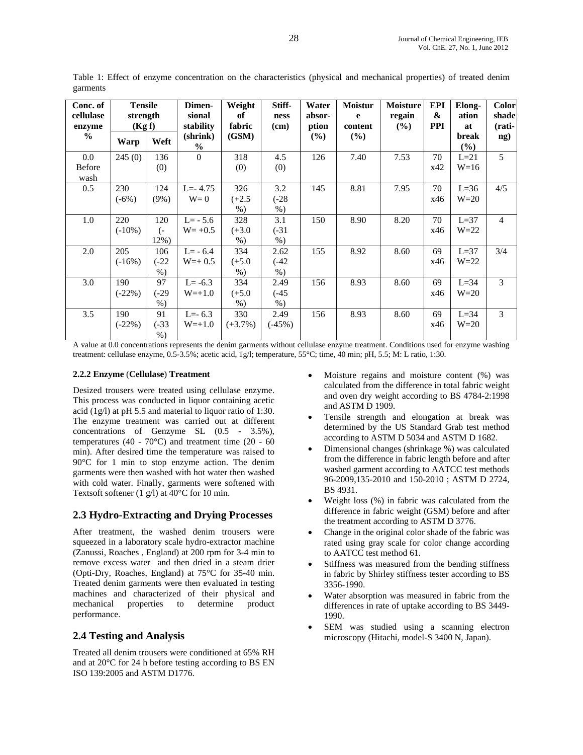Table 1: Effect of enzyme concentration on the characteristics (physical and mechanical properties) of treated denim garments

| Conc. of cellulase enzyme % | Tensile strength (Kg f) | | Dimen-sional stability (shrink) % | Weight of fabric (GSM) | Stiff-ness (cm) | Water absor-ption (%) | Moisture content (%) | Moisture regain (%) | EPI & PPI | Elong-ation at break (%) | Color shade (rati-ng) |
|---|---|---|---|---|---|---|---|---|---|---|---|
| | Warp | Weft | | | | | | | | | |
| 0.0 Before wash | 245 (0) | 136 (0) | 0 | 318 (0) | 4.5 (0) | 126 | 7.40 | 7.53 | 70 x42 | L=21 W=16 | 5 |
| 0.5 | 230 (-6%) | 124 (9%) | L=- 4.75 W= 0 | 326 (+2.5 %) | 3.2 (-28 %) | 145 | 8.81 | 7.95 | 70 x46 | L=36 W=20 | 4/5 |
| 1.0 | 220 (-10%) | 120 (-12%) | L= - 5.6 W= +0.5 | 328 (+3.0 %) | 3.1 (-31 %) | 150 | 8.90 | 8.20 | 70 x46 | L=37 W=22 | 4 |
| 2.0 | 205 (-16%) | 106 (-22 %) | L= - 6.4 W=+ 0.5 | 334 (+5.0 %) | 2.62 (-42 %) | 155 | 8.92 | 8.60 | 69 x46 | L=37 W=22 | 3/4 |
| 3.0 | 190 (-22%) | 97 (-29 %) | L= -6.3 W=+1.0 | 334 (+5.0 %) | 2.49 (-45 %) | 156 | 8.93 | 8.60 | 69 x46 | L=34 W=20 | 3 |
| 3.5 | 190 (-22%) | 91 (-33 %) | L=- 6.3 W=+1.0 | 330 (+3.7%) | 2.49 (-45%) | 156 | 8.93 | 8.60 | 69 x46 | L=34 W=20 | 3 |

A value at 0.0 concentrations represents the denim garments without cellulase enzyme treatment. Conditions used for enzyme washing treatment: cellulase enzyme, 0.5-3.5%; acetic acid, 1g/l; temperature, 55°C; time, 40 min; pH, 5.5; M: L ratio, 1:30.

#### 2.2.2 Enzyme (Cellulase) Treatment

Desized trousers were treated using cellulase enzyme. This process was conducted in liquor containing acetic acid (1g/l) at pH 5.5 and material to liquor ratio of 1:30. The enzyme treatment was carried out at different concentrations of Genzyme SL (0.5 - 3.5%), temperatures (40 - 70°C) and treatment time (20 - 60 min). After desired time the temperature was raised to 90°C for 1 min to stop enzyme action. The denim garments were then washed with hot water then washed with cold water. Finally, garments were softened with Textsoft softener (1 g/l) at 40°C for 10 min.

## 2.3 Hydro-Extracting and Drying Processes

After treatment, the washed denim trousers were squeezed in a laboratory scale hydro-extractor machine (Zanussi, Roaches , England) at 200 rpm for 3-4 min to remove excess water and then dried in a steam drier (Opti-Dry, Roaches, England) at 75°C for 35-40 min. Treated denim garments were then evaluated in testing machines and characterized of their physical and mechanical properties to determine product performance.

## 2.4 Testing and Analysis

Treated all denim trousers were conditioned at 65% RH and at 20°C for 24 h before testing according to BS EN ISO 139:2005 and ASTM D1776.

- Moisture regains and moisture content (%) was calculated from the difference in total fabric weight and oven dry weight according to BS 4784-2:1998 and ASTM D 1909.
- Tensile strength and elongation at break was determined by the US Standard Grab test method according to ASTM D 5034 and ASTM D 1682.
- Dimensional changes (shrinkage %) was calculated from the difference in fabric length before and after washed garment according to AATCC test methods 96-2009,135-2010 and 150-2010 ; ASTM D 2724, BS 4931.
- Weight loss (%) in fabric was calculated from the difference in fabric weight (GSM) before and after the treatment according to ASTM D 3776.
- Change in the original color shade of the fabric was rated using gray scale for color change according to AATCC test method 61.
- Stiffness was measured from the bending stiffness in fabric by Shirley stiffness tester according to BS 3356-1990.
- Water absorption was measured in fabric from the differences in rate of uptake according to BS 3449-1990.
- SEM was studied using a scanning electron microscopy (Hitachi, model-S 3400 N, Japan).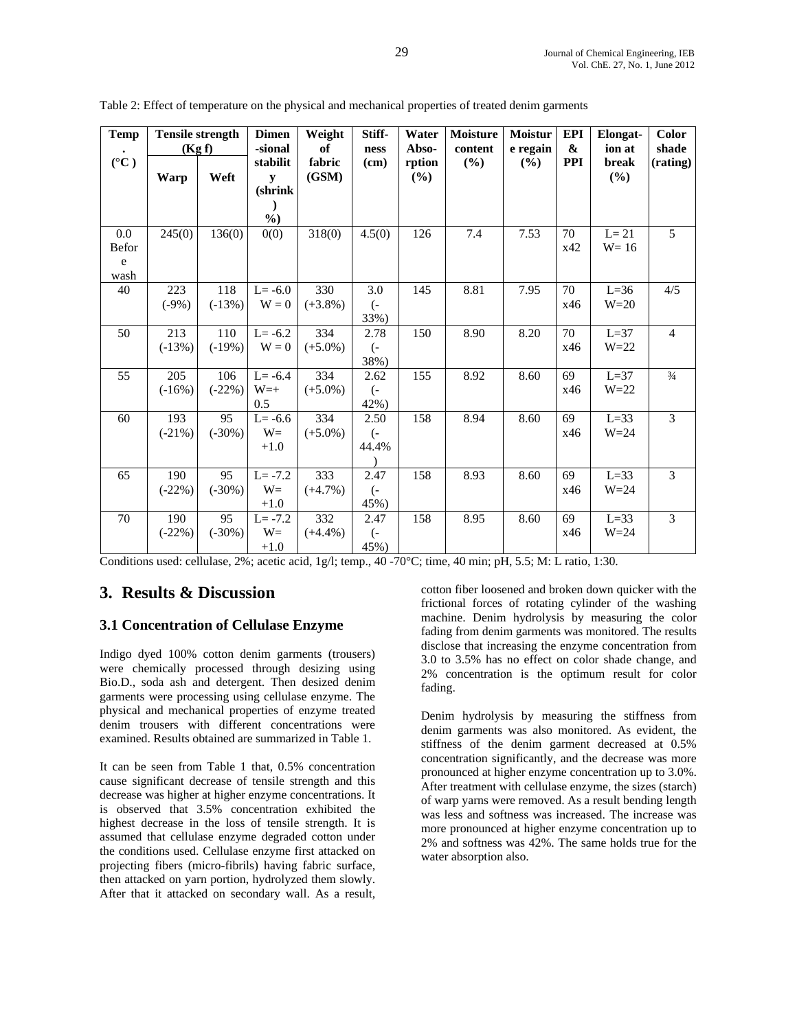Table 2: Effect of temperature on the physical and mechanical properties of treated denim garments

| Temp. (°C) | Tensile strength (Kg f) | | Dimensional stability (shrink %) | Weight of fabric (GSM) | Stiffness (cm) | Water Absorption (%) | Moisture content (%) | Moisture regain (%) | EPI & PPI | Elongation at break (%) | Color shade (rating) |
|---|---|---|---|---|---|---|---|---|---|---|---|
| | Warp | Weft | | | | | | | | | |
| 0.0 Before wash | 245(0) | 136(0) | 0(0) | 318(0) | 4.5(0) | 126 | 7.4 | 7.53 | 70 x42 | L= 21 W= 16 | 5 |
| 40 | 223 (-9%) | 118 (-13%) | L= -6.0 W = 0 | 330 (+3.8%) | 3.0 (-33%) | 145 | 8.81 | 7.95 | 70 x46 | L=36 W=20 | 4/5 |
| 50 | 213 (-13%) | 110 (-19%) | L= -6.2 W = 0 | 334 (+5.0%) | 2.78 (-38%) | 150 | 8.90 | 8.20 | 70 x46 | L=37 W=22 | 4 |
| 55 | 205 (-16%) | 106 (-22%) | L= -6.4 W=+ 0.5 | 334 (+5.0%) | 2.62 (-42%) | 155 | 8.92 | 8.60 | 69 x46 | L=37 W=22 | ¾ |
| 60 | 193 (-21%) | 95 (-30%) | L= -6.6 W= +1.0 | 334 (+5.0%) | 2.50 (-44.4%) | 158 | 8.94 | 8.60 | 69 x46 | L=33 W=24 | 3 |
| 65 | 190 (-22%) | 95 (-30%) | L= -7.2 W= +1.0 | 333 (+4.7%) | 2.47 (-45%) | 158 | 8.93 | 8.60 | 69 x46 | L=33 W=24 | 3 |
| 70 | 190 (-22%) | 95 (-30%) | L= -7.2 W= +1.0 | 332 (+4.4%) | 2.47 (-45%) | 158 | 8.95 | 8.60 | 69 x46 | L=33 W=24 | 3 |

Conditions used: cellulase, 2%; acetic acid, 1g/l; temp., 40 -70°C; time, 40 min; pH, 5.5; M: L ratio, 1:30.

## 3. Results & Discussion

### 3.1 Concentration of Cellulase Enzyme

Indigo dyed 100% cotton denim garments (trousers) were chemically processed through desizing using Bio.D., soda ash and detergent. Then desized denim garments were processing using cellulase enzyme. The physical and mechanical properties of enzyme treated denim trousers with different concentrations were examined. Results obtained are summarized in Table 1.

It can be seen from Table 1 that, 0.5% concentration cause significant decrease of tensile strength and this decrease was higher at higher enzyme concentrations. It is observed that 3.5% concentration exhibited the highest decrease in the loss of tensile strength. It is assumed that cellulase enzyme degraded cotton under the conditions used. Cellulase enzyme first attacked on projecting fibers (micro-fibrils) having fabric surface, then attacked on yarn portion, hydrolyzed them slowly. After that it attacked on secondary wall. As a result, cotton fiber loosened and broken down quicker with the frictional forces of rotating cylinder of the washing machine. Denim hydrolysis by measuring the color fading from denim garments was monitored. The results disclose that increasing the enzyme concentration from 3.0 to 3.5% has no effect on color shade change, and 2% concentration is the optimum result for color fading.

Denim hydrolysis by measuring the stiffness from denim garments was also monitored. As evident, the stiffness of the denim garment decreased at 0.5% concentration significantly, and the decrease was more pronounced at higher enzyme concentration up to 3.0%. After treatment with cellulase enzyme, the sizes (starch) of warp yarns were removed. As a result bending length was less and softness was increased. The increase was more pronounced at higher enzyme concentration up to 2% and softness was 42%. The same holds true for the water absorption also.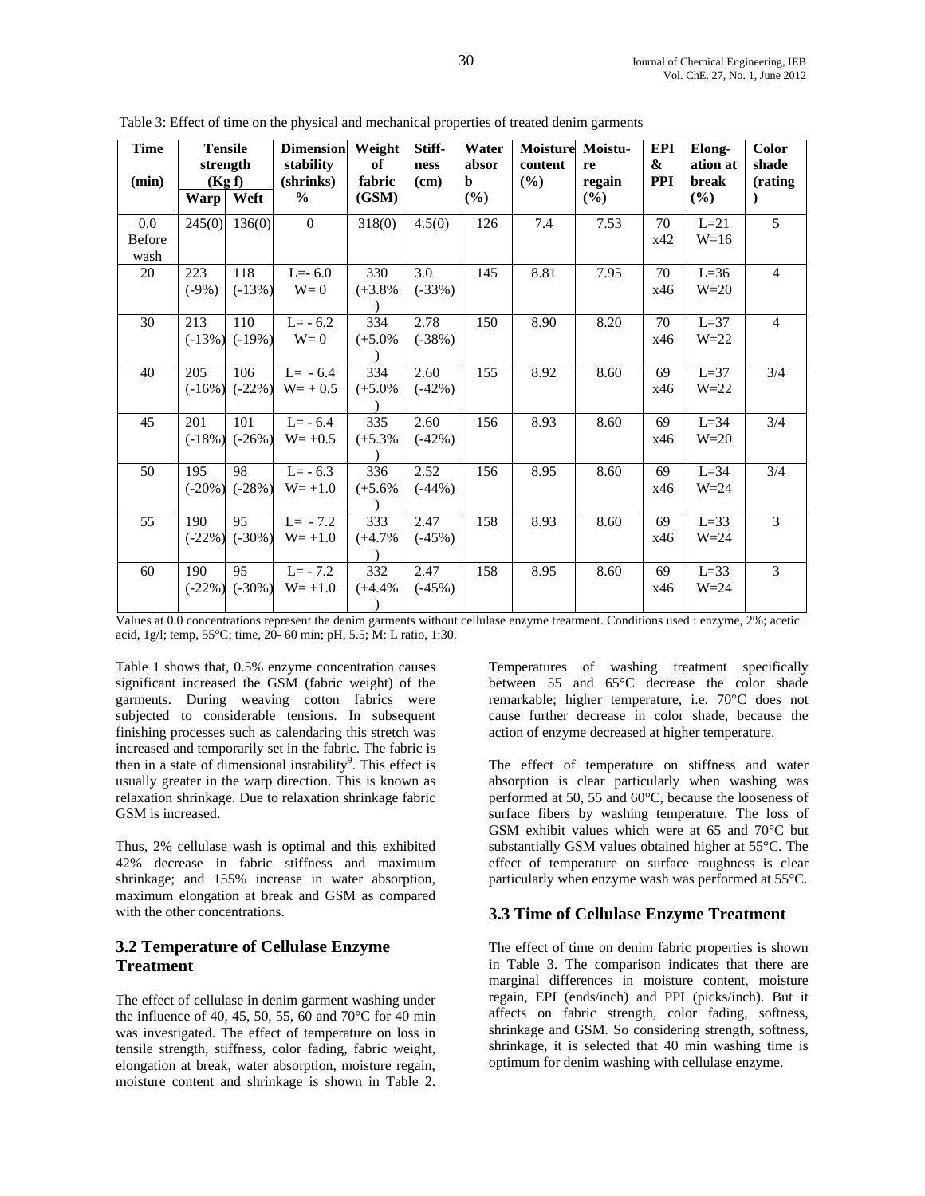Table 3: Effect of time on the physical and mechanical properties of treated denim garments

| Time (min) | Tensile strength (Kg f) | | Dimension stability (shrinks) % | Weight of fabric (GSM) | Stiff-ness (cm) | Water absorb (%) | Moisture content (%) | Moistu-re regain (%) | EPI & PPI | Elong-ation at break (%) | Color shade (rating) |
|---|---|---|---|---|---|---|---|---|---|---|---|
| | Warp | Weft | | | | | | | | | |
| 0.0 Before wash | 245(0) | 136(0) | 0 | 318(0) | 4.5(0) | 126 | 7.4 | 7.53 | 70 x42 | L=21 W=16 | 5 |
| 20 | 223 (-9%) | 118 (-13%) | L=- 6.0 W= 0 | 330 (+3.8%) | 3.0 (-33%) | 145 | 8.81 | 7.95 | 70 x46 | L=36 W=20 | 4 |
| 30 | 213 (-13%) | 110 (-19%) | L= - 6.2 W= 0 | 334 (+5.0%) | 2.78 (-38%) | 150 | 8.90 | 8.20 | 70 x46 | L=37 W=22 | 4 |
| 40 | 205 (-16%) | 106 (-22%) | L= - 6.4 W= + 0.5 | 334 (+5.0%) | 2.60 (-42%) | 155 | 8.92 | 8.60 | 69 x46 | L=37 W=22 | 3/4 |
| 45 | 201 (-18%) | 101 (-26%) | L= - 6.4 W= +0.5 | 335 (+5.3%) | 2.60 (-42%) | 156 | 8.93 | 8.60 | 69 x46 | L=34 W=20 | 3/4 |
| 50 | 195 (-20%) | 98 (-28%) | L= - 6.3 W= +1.0 | 336 (+5.6%) | 2.52 (-44%) | 156 | 8.95 | 8.60 | 69 x46 | L=34 W=24 | 3/4 |
| 55 | 190 (-22%) | 95 (-30%) | L= - 7.2 W= +1.0 | 333 (+4.7%) | 2.47 (-45%) | 158 | 8.93 | 8.60 | 69 x46 | L=33 W=24 | 3 |
| 60 | 190 (-22%) | 95 (-30%) | L= - 7.2 W= +1.0 | 332 (+4.4%) | 2.47 (-45%) | 158 | 8.95 | 8.60 | 69 x46 | L=33 W=24 | 3 |

Values at 0.0 concentrations represent the denim garments without cellulase enzyme treatment. Conditions used : enzyme, 2%; acetic acid, 1g/l; temp, 55°C; time, 20- 60 min; pH, 5.5; M: L ratio, 1:30.

Table 1 shows that, 0.5% enzyme concentration causes significant increased the GSM (fabric weight) of the garments. During weaving cotton fabrics were subjected to considerable tensions. In subsequent finishing processes such as calendaring this stretch was increased and temporarily set in the fabric. The fabric is then in a state of dimensional instability[9]. This effect is usually greater in the warp direction. This is known as relaxation shrinkage. Due to relaxation shrinkage fabric GSM is increased.

Thus, 2% cellulase wash is optimal and this exhibited 42% decrease in fabric stiffness and maximum shrinkage; and 155% increase in water absorption, maximum elongation at break and GSM as compared with the other concentrations.

## 3.2 Temperature of Cellulase Enzyme Treatment

The effect of cellulase in denim garment washing under the influence of 40, 45, 50, 55, 60 and 70°C for 40 min was investigated. The effect of temperature on loss in tensile strength, stiffness, color fading, fabric weight, elongation at break, water absorption, moisture regain, moisture content and shrinkage is shown in Table 2. Temperatures of washing treatment specifically between 55 and 65°C decrease the color shade remarkable; higher temperature, i.e. 70°C does not cause further decrease in color shade, because the action of enzyme decreased at higher temperature.

The effect of temperature on stiffness and water absorption is clear particularly when washing was performed at 50, 55 and 60°C, because the looseness of surface fibers by washing temperature. The loss of GSM exhibit values which were at 65 and 70°C but substantially GSM values obtained higher at 55°C. The effect of temperature on surface roughness is clear particularly when enzyme wash was performed at 55°C.

## 3.3 Time of Cellulase Enzyme Treatment

The effect of time on denim fabric properties is shown in Table 3. The comparison indicates that there are marginal differences in moisture content, moisture regain, EPI (ends/inch) and PPI (picks/inch). But it affects on fabric strength, color fading, softness, shrinkage and GSM. So considering strength, softness, shrinkage, it is selected that 40 min washing time is optimum for denim washing with cellulase enzyme.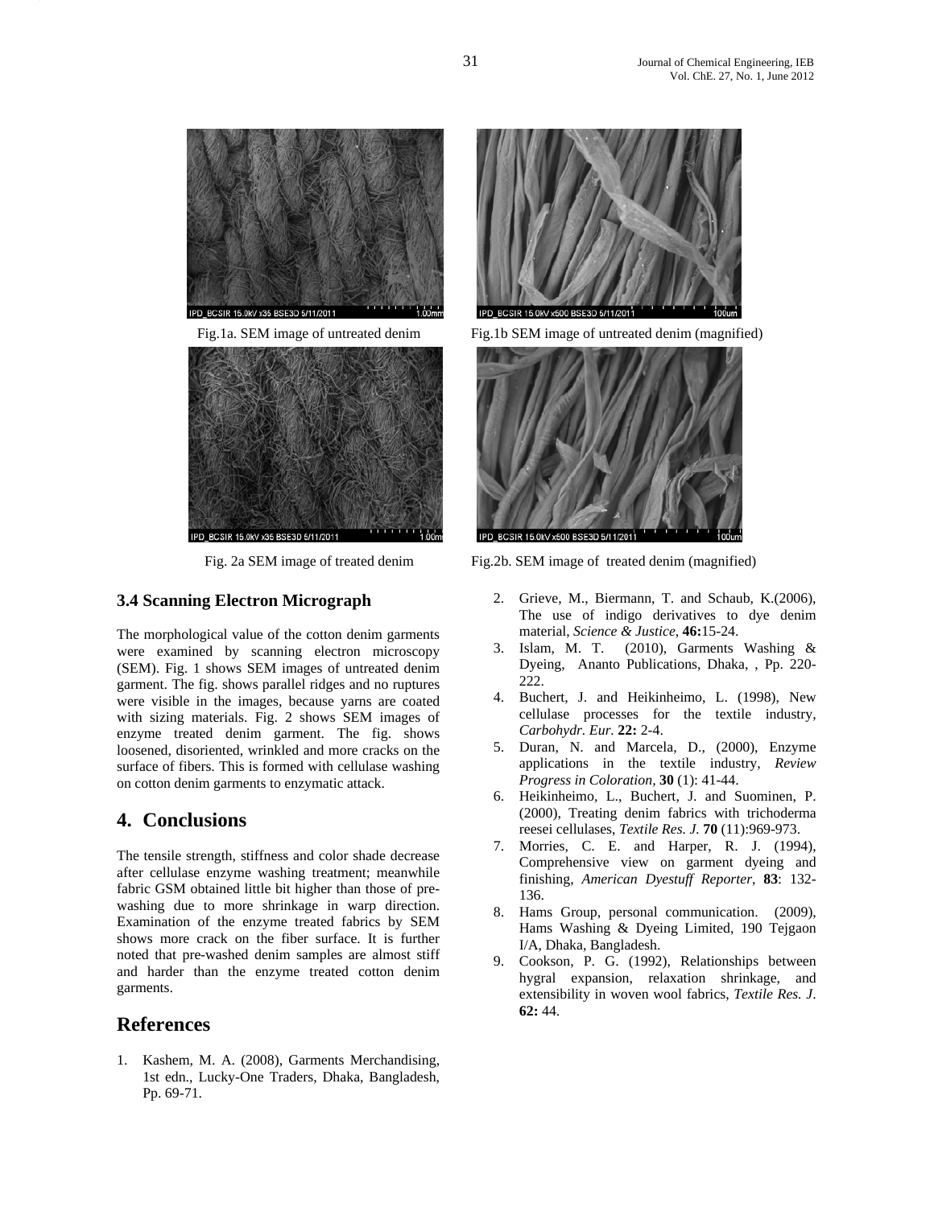IPD_BCSIR 15.0kV x35 BSE3D 5/11/2011 1.00mm

Fig.1a. SEM image of untreated denim

IPD_BCSIR 15.0kV x500 BSE3D 5/11/2011 100um

Fig.1b SEM image of untreated denim (magnified)

IPD_BCSIR 15.0kV x35 BSE3D 5/11/2011 1.00mm

Fig. 2a SEM image of treated denim

IPD_BCSIR 15.0kV x500 BSE3D 5/11/2011 100um

Fig.2b. SEM image of treated denim (magnified)

### 3.4 Scanning Electron Micrograph

The morphological value of the cotton denim garments were examined by scanning electron microscopy (SEM). Fig. 1 shows SEM images of untreated denim garment. The fig. shows parallel ridges and no ruptures were visible in the images, because yarns are coated with sizing materials. Fig. 2 shows SEM images of enzyme treated denim garment. The fig. shows loosened, disoriented, wrinkled and more cracks on the surface of fibers. This is formed with cellulase washing on cotton denim garments to enzymatic attack.

## 4. Conclusions

The tensile strength, stiffness and color shade decrease after cellulase enzyme washing treatment; meanwhile fabric GSM obtained little bit higher than those of pre-washing due to more shrinkage in warp direction. Examination of the enzyme treated fabrics by SEM shows more crack on the fiber surface. It is further noted that pre-washed denim samples are almost stiff and harder than the enzyme treated cotton denim garments.

## References

1. Kashem, M. A. (2008), Garments Merchandising, 1st edn., Lucky-One Traders, Dhaka, Bangladesh, Pp. 69-71.
2. Grieve, M., Biermann, T. and Schaub, K.(2006), The use of indigo derivatives to dye denim material, *Science & Justice*, **46:**15-24.
3. Islam, M. T. (2010), Garments Washing & Dyeing, Ananto Publications, Dhaka, , Pp. 220-222.
4. Buchert, J. and Heikinheimo, L. (1998), New cellulase processes for the textile industry, *Carbohydr. Eur.* **22:** 2-4.
5. Duran, N. and Marcela, D., (2000), Enzyme applications in the textile industry, *Review Progress in Coloration*, **30** (1): 41-44.
6. Heikinheimo, L., Buchert, J. and Suominen, P. (2000), Treating denim fabrics with trichoderma reesei cellulases, *Textile Res. J.* **70** (11):969-973.
7. Morries, C. E. and Harper, R. J. (1994), Comprehensive view on garment dyeing and finishing, *American Dyestuff Reporter*, **83**: 132-136.
8. Hams Group, personal communication. (2009), Hams Washing & Dyeing Limited, 190 Tejgaon I/A, Dhaka, Bangladesh.
9. Cookson, P. G. (1992), Relationships between hygral expansion, relaxation shrinkage, and extensibility in woven wool fabrics, *Textile Res. J.* **62:** 44.